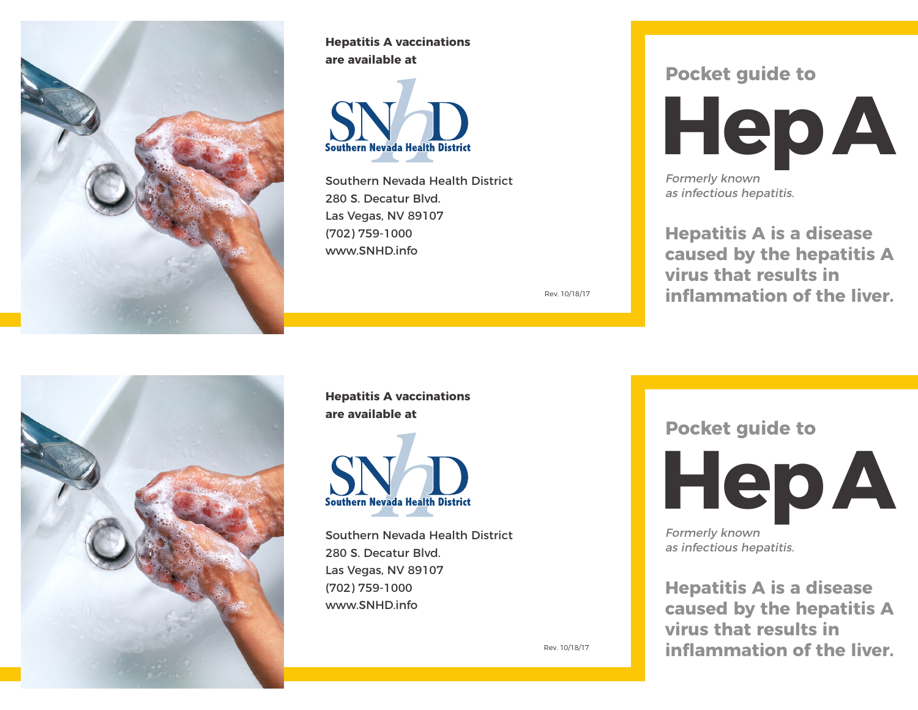**Hepatitis A vaccinations are available at**

SNHD
Southern Nevada Health District

Southern Nevada Health District
280 S. Decatur Blvd.
Las Vegas, NV 89107
(702) 759-1000
www.SNHD.info

Rev. 10/18/17

## Pocket guide to

# Hep A

*Formerly known as infectious hepatitis.*

**Hepatitis A is a disease caused by the hepatitis A virus that results in inflammation of the liver.**

**Hepatitis A vaccinations are available at**

SNHD
Southern Nevada Health District

Southern Nevada Health District
280 S. Decatur Blvd.
Las Vegas, NV 89107
(702) 759-1000
www.SNHD.info

Rev. 10/18/17

## Pocket guide to

# Hep A

*Formerly known as infectious hepatitis.*

**Hepatitis A is a disease caused by the hepatitis A virus that results in inflammation of the liver.**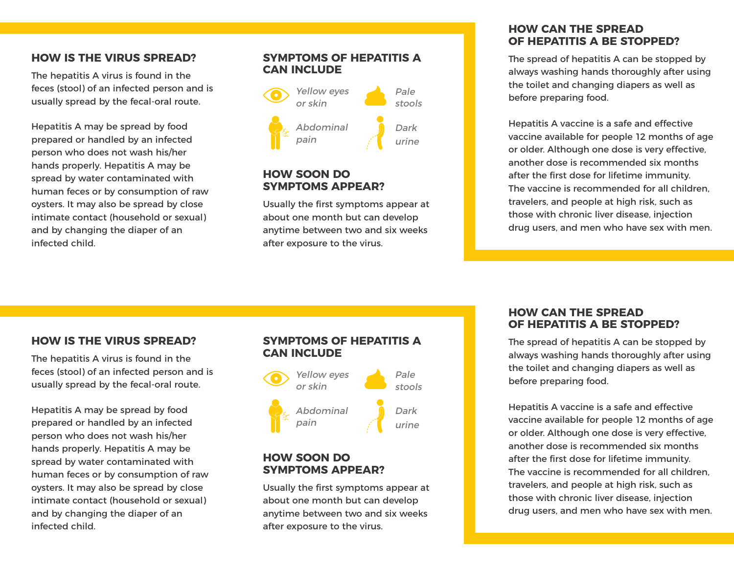## HOW IS THE VIRUS SPREAD?

The hepatitis A virus is found in the feces (stool) of an infected person and is usually spread by the fecal-oral route.

Hepatitis A may be spread by food prepared or handled by an infected person who does not wash his/her hands properly. Hepatitis A may be spread by water contaminated with human feces or by consumption of raw oysters. It may also be spread by close intimate contact (household or sexual) and by changing the diaper of an infected child.

## SYMPTOMS OF HEPATITIS A CAN INCLUDE

- *Yellow eyes or skin*
- *Pale stools*
- *Abdominal pain*
- *Dark urine*

## HOW SOON DO SYMPTOMS APPEAR?

Usually the first symptoms appear at about one month but can develop anytime between two and six weeks after exposure to the virus.

## HOW CAN THE SPREAD OF HEPATITIS A BE STOPPED?

The spread of hepatitis A can be stopped by always washing hands thoroughly after using the toilet and changing diapers as well as before preparing food.

Hepatitis A vaccine is a safe and effective vaccine available for people 12 months of age or older. Although one dose is very effective, another dose is recommended six months after the first dose for lifetime immunity. The vaccine is recommended for all children, travelers, and people at high risk, such as those with chronic liver disease, injection drug users, and men who have sex with men.

## HOW IS THE VIRUS SPREAD?

The hepatitis A virus is found in the feces (stool) of an infected person and is usually spread by the fecal-oral route.

Hepatitis A may be spread by food prepared or handled by an infected person who does not wash his/her hands properly. Hepatitis A may be spread by water contaminated with human feces or by consumption of raw oysters. It may also be spread by close intimate contact (household or sexual) and by changing the diaper of an infected child.

## SYMPTOMS OF HEPATITIS A CAN INCLUDE

- *Yellow eyes or skin*
- *Pale stools*
- *Abdominal pain*
- *Dark urine*

## HOW SOON DO SYMPTOMS APPEAR?

Usually the first symptoms appear at about one month but can develop anytime between two and six weeks after exposure to the virus.

## HOW CAN THE SPREAD OF HEPATITIS A BE STOPPED?

The spread of hepatitis A can be stopped by always washing hands thoroughly after using the toilet and changing diapers as well as before preparing food.

Hepatitis A vaccine is a safe and effective vaccine available for people 12 months of age or older. Although one dose is very effective, another dose is recommended six months after the first dose for lifetime immunity. The vaccine is recommended for all children, travelers, and people at high risk, such as those with chronic liver disease, injection drug users, and men who have sex with men.